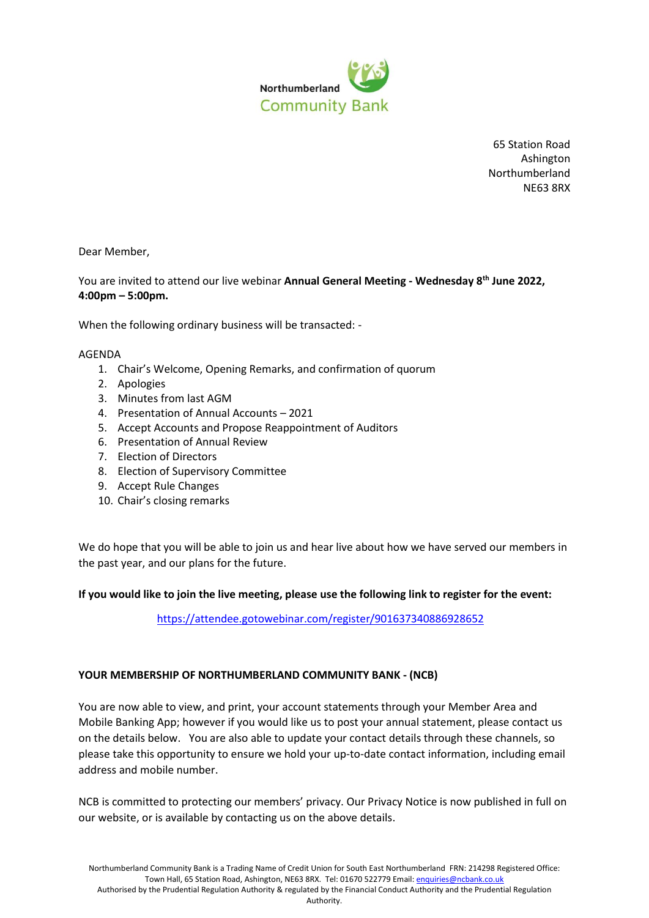Northumberland Community Bank

65 Station Road
Ashington
Northumberland
NE63 8RX

Dear Member,

You are invited to attend our live webinar **Annual General Meeting - Wednesday 8th June 2022, 4:00pm – 5:00pm.**

When the following ordinary business will be transacted: -

AGENDA

1. Chair's Welcome, Opening Remarks, and confirmation of quorum
2. Apologies
3. Minutes from last AGM
4. Presentation of Annual Accounts – 2021
5. Accept Accounts and Propose Reappointment of Auditors
6. Presentation of Annual Review
7. Election of Directors
8. Election of Supervisory Committee
9. Accept Rule Changes
10. Chair's closing remarks

We do hope that you will be able to join us and hear live about how we have served our members in the past year, and our plans for the future.

**If you would like to join the live meeting, please use the following link to register for the event:**

https://attendee.gotowebinar.com/register/901637340886928652

**YOUR MEMBERSHIP OF NORTHUMBERLAND COMMUNITY BANK - (NCB)**

You are now able to view, and print, your account statements through your Member Area and Mobile Banking App; however if you would like us to post your annual statement, please contact us on the details below. You are also able to update your contact details through these channels, so please take this opportunity to ensure we hold your up-to-date contact information, including email address and mobile number.

NCB is committed to protecting our members' privacy. Our Privacy Notice is now published in full on our website, or is available by contacting us on the above details.

Northumberland Community Bank is a Trading Name of Credit Union for South East Northumberland FRN: 214298 Registered Office: Town Hall, 65 Station Road, Ashington, NE63 8RX. Tel: 01670 522779 Email: enquiries@ncbank.co.uk
Authorised by the Prudential Regulation Authority & regulated by the Financial Conduct Authority and the Prudential Regulation Authority.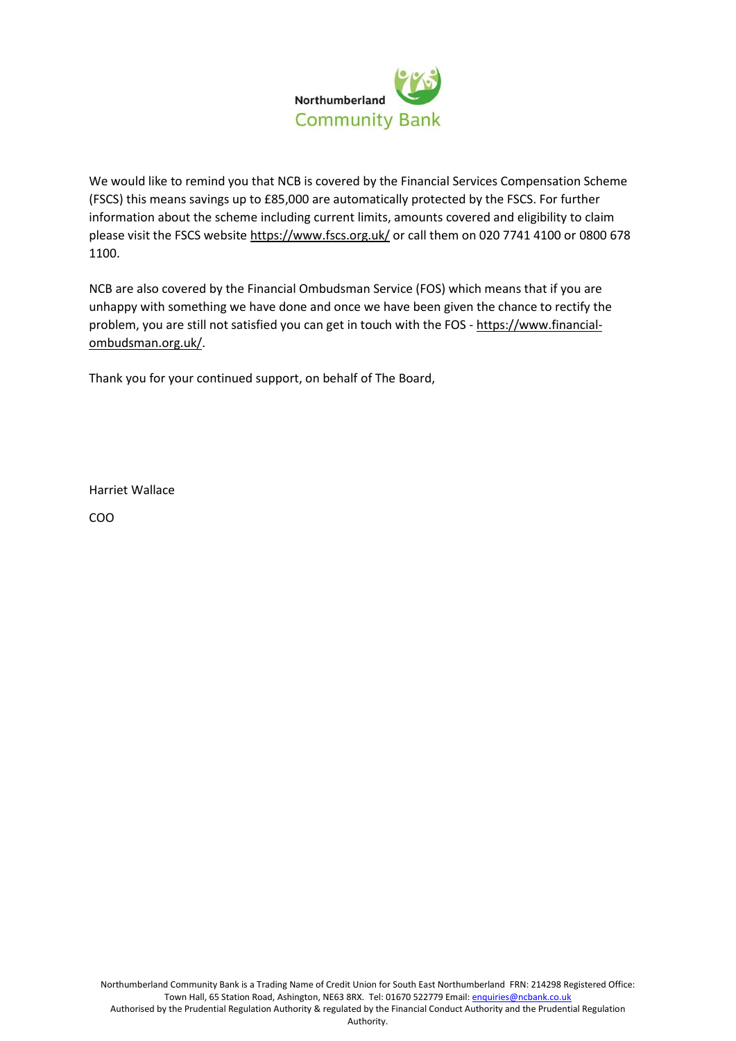Northumberland Community Bank

We would like to remind you that NCB is covered by the Financial Services Compensation Scheme (FSCS) this means savings up to £85,000 are automatically protected by the FSCS. For further information about the scheme including current limits, amounts covered and eligibility to claim please visit the FSCS website https://www.fscs.org.uk/ or call them on 020 7741 4100 or 0800 678 1100.

NCB are also covered by the Financial Ombudsman Service (FOS) which means that if you are unhappy with something we have done and once we have been given the chance to rectify the problem, you are still not satisfied you can get in touch with the FOS - https://www.financial-ombudsman.org.uk/.

Thank you for your continued support, on behalf of The Board,

Harriet Wallace

COO

Northumberland Community Bank is a Trading Name of Credit Union for South East Northumberland FRN: 214298 Registered Office: Town Hall, 65 Station Road, Ashington, NE63 8RX. Tel: 01670 522779 Email: enquiries@ncbank.co.uk
Authorised by the Prudential Regulation Authority & regulated by the Financial Conduct Authority and the Prudential Regulation Authority.